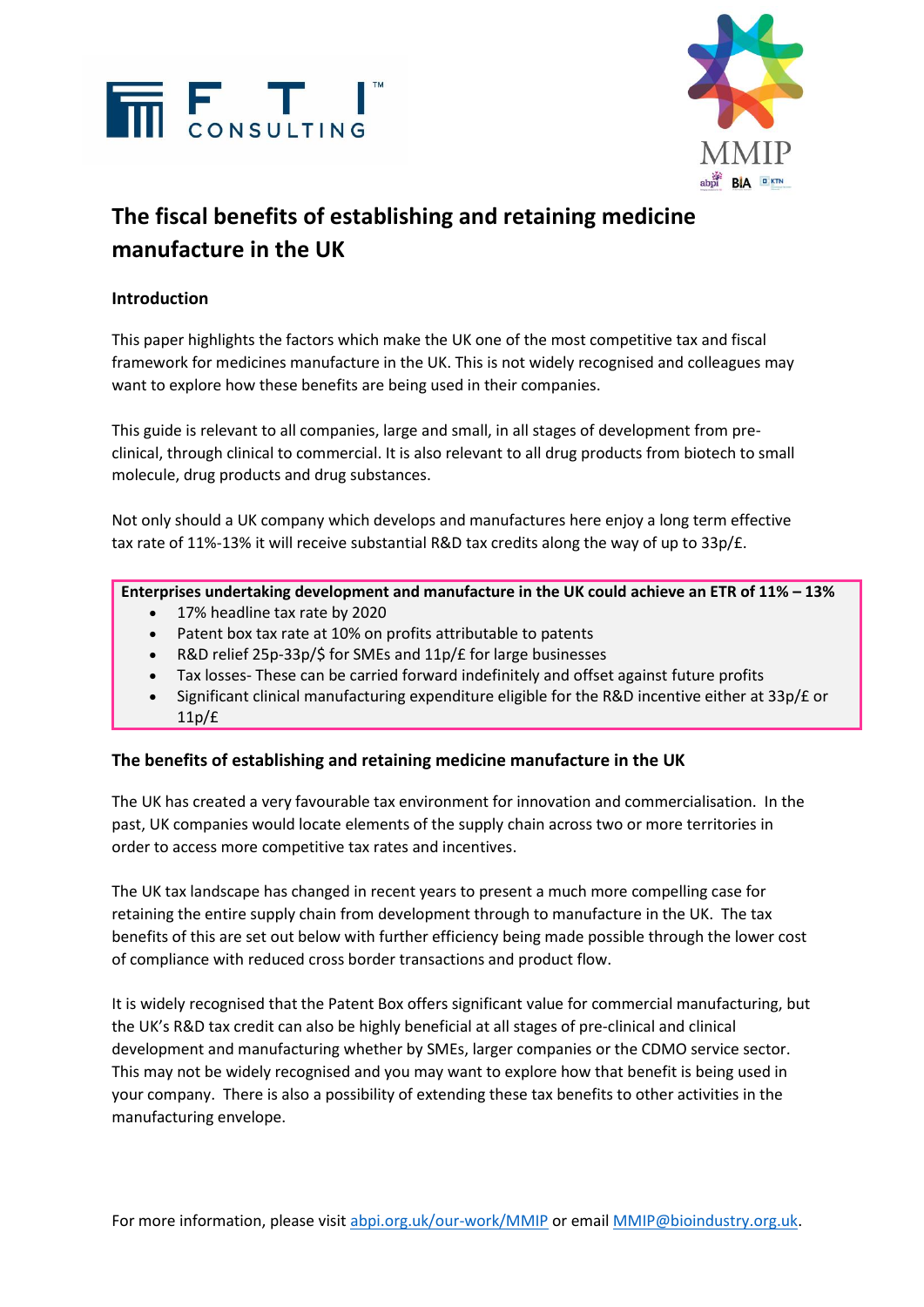# The fiscal benefits of establishing and retaining medicine manufacture in the UK

## Introduction

This paper highlights the factors which make the UK one of the most competitive tax and fiscal framework for medicines manufacture in the UK. This is not widely recognised and colleagues may want to explore how these benefits are being used in their companies.

This guide is relevant to all companies, large and small, in all stages of development from pre-clinical, through clinical to commercial. It is also relevant to all drug products from biotech to small molecule, drug products and drug substances.

Not only should a UK company which develops and manufactures here enjoy a long term effective tax rate of 11%-13% it will receive substantial R&D tax credits along the way of up to 33p/£.

**Enterprises undertaking development and manufacture in the UK could achieve an ETR of 11% – 13%**

- 17% headline tax rate by 2020
- Patent box tax rate at 10% on profits attributable to patents
- R&D relief 25p-33p/$ for SMEs and 11p/£ for large businesses
- Tax losses- These can be carried forward indefinitely and offset against future profits
- Significant clinical manufacturing expenditure eligible for the R&D incentive either at 33p/£ or 11p/£

## The benefits of establishing and retaining medicine manufacture in the UK

The UK has created a very favourable tax environment for innovation and commercialisation. In the past, UK companies would locate elements of the supply chain across two or more territories in order to access more competitive tax rates and incentives.

The UK tax landscape has changed in recent years to present a much more compelling case for retaining the entire supply chain from development through to manufacture in the UK. The tax benefits of this are set out below with further efficiency being made possible through the lower cost of compliance with reduced cross border transactions and product flow.

It is widely recognised that the Patent Box offers significant value for commercial manufacturing, but the UK's R&D tax credit can also be highly beneficial at all stages of pre-clinical and clinical development and manufacturing whether by SMEs, larger companies or the CDMO service sector. This may not be widely recognised and you may want to explore how that benefit is being used in your company. There is also a possibility of extending these tax benefits to other activities in the manufacturing envelope.

For more information, please visit abpi.org.uk/our-work/MMIP or email MMIP@bioindustry.org.uk.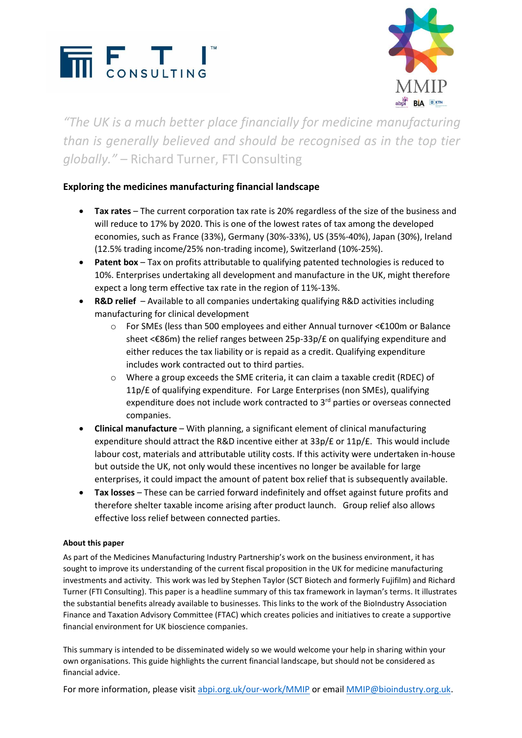*"The UK is a much better place financially for medicine manufacturing than is generally believed and should be recognised as in the top tier globally."* – Richard Turner, FTI Consulting

## Exploring the medicines manufacturing financial landscape

- **Tax rates** – The current corporation tax rate is 20% regardless of the size of the business and will reduce to 17% by 2020. This is one of the lowest rates of tax among the developed economies, such as France (33%), Germany (30%-33%), US (35%-40%), Japan (30%), Ireland (12.5% trading income/25% non-trading income), Switzerland (10%-25%).
- **Patent box** – Tax on profits attributable to qualifying patented technologies is reduced to 10%. Enterprises undertaking all development and manufacture in the UK, might therefore expect a long term effective tax rate in the region of 11%-13%.
- **R&D relief** – Available to all companies undertaking qualifying R&D activities including manufacturing for clinical development
  - For SMEs (less than 500 employees and either Annual turnover <€100m or Balance sheet <€86m) the relief ranges between 25p-33p/£ on qualifying expenditure and either reduces the tax liability or is repaid as a credit. Qualifying expenditure includes work contracted out to third parties.
  - Where a group exceeds the SME criteria, it can claim a taxable credit (RDEC) of 11p/£ of qualifying expenditure. For Large Enterprises (non SMEs), qualifying expenditure does not include work contracted to 3rd parties or overseas connected companies.
- **Clinical manufacture** – With planning, a significant element of clinical manufacturing expenditure should attract the R&D incentive either at 33p/£ or 11p/£. This would include labour cost, materials and attributable utility costs. If this activity were undertaken in-house but outside the UK, not only would these incentives no longer be available for large enterprises, it could impact the amount of patent box relief that is subsequently available.
- **Tax losses** – These can be carried forward indefinitely and offset against future profits and therefore shelter taxable income arising after product launch. Group relief also allows effective loss relief between connected parties.

#### About this paper

As part of the Medicines Manufacturing Industry Partnership's work on the business environment, it has sought to improve its understanding of the current fiscal proposition in the UK for medicine manufacturing investments and activity. This work was led by Stephen Taylor (SCT Biotech and formerly Fujifilm) and Richard Turner (FTI Consulting). This paper is a headline summary of this tax framework in layman's terms. It illustrates the substantial benefits already available to businesses. This links to the work of the BioIndustry Association Finance and Taxation Advisory Committee (FTAC) which creates policies and initiatives to create a supportive financial environment for UK bioscience companies.

This summary is intended to be disseminated widely so we would welcome your help in sharing within your own organisations. This guide highlights the current financial landscape, but should not be considered as financial advice.

For more information, please visit abpi.org.uk/our-work/MMIP or email MMIP@bioindustry.org.uk.